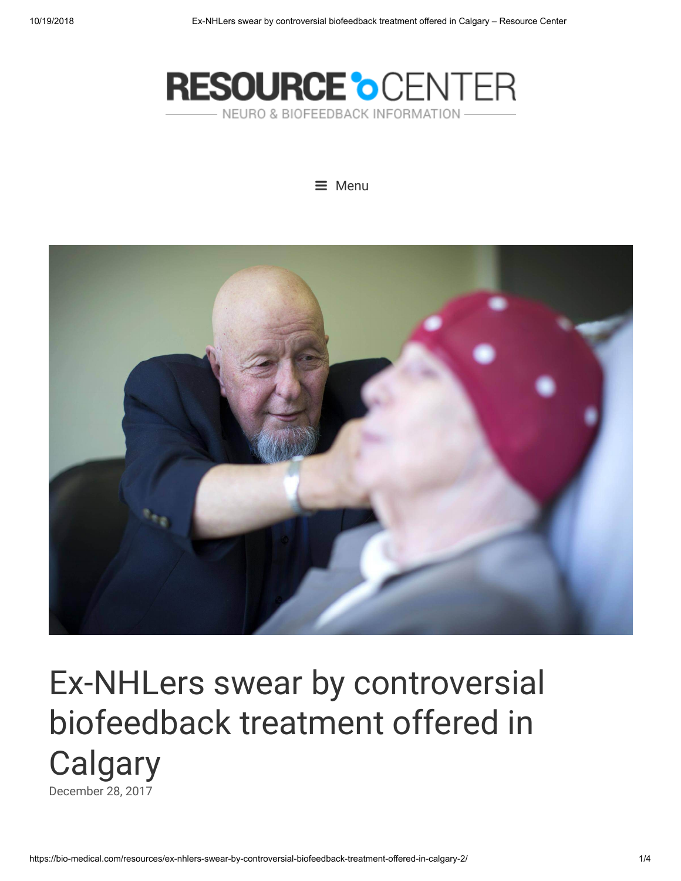RESOURCE CENTER

NEURO & BIOFEEDBACK INFORMATION

Menu

# Ex-NHLers swear by controversial biofeedback treatment offered in Calgary

December 28, 2017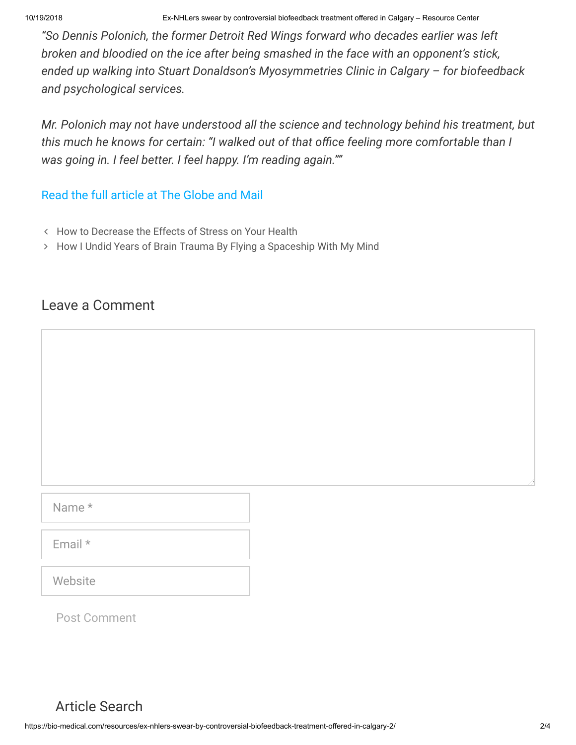*"So Dennis Polonich, the former Detroit Red Wings forward who decades earlier was left broken and bloodied on the ice after being smashed in the face with an opponent's stick, ended up walking into Stuart Donaldson's Myosymmetries Clinic in Calgary – for biofeedback and psychological services.*

*Mr. Polonich may not have understood all the science and technology behind his treatment, but this much he knows for certain: "I walked out of that office feeling more comfortable than I was going in. I feel better. I feel happy. I'm reading again.""*

Read the full article at The Globe and Mail

- ‹ How to Decrease the Effects of Stress on Your Health
- › How I Undid Years of Brain Trauma By Flying a Spaceship With My Mind

## Leave a Comment

Name *

Email *

Website

Post Comment

## Article Search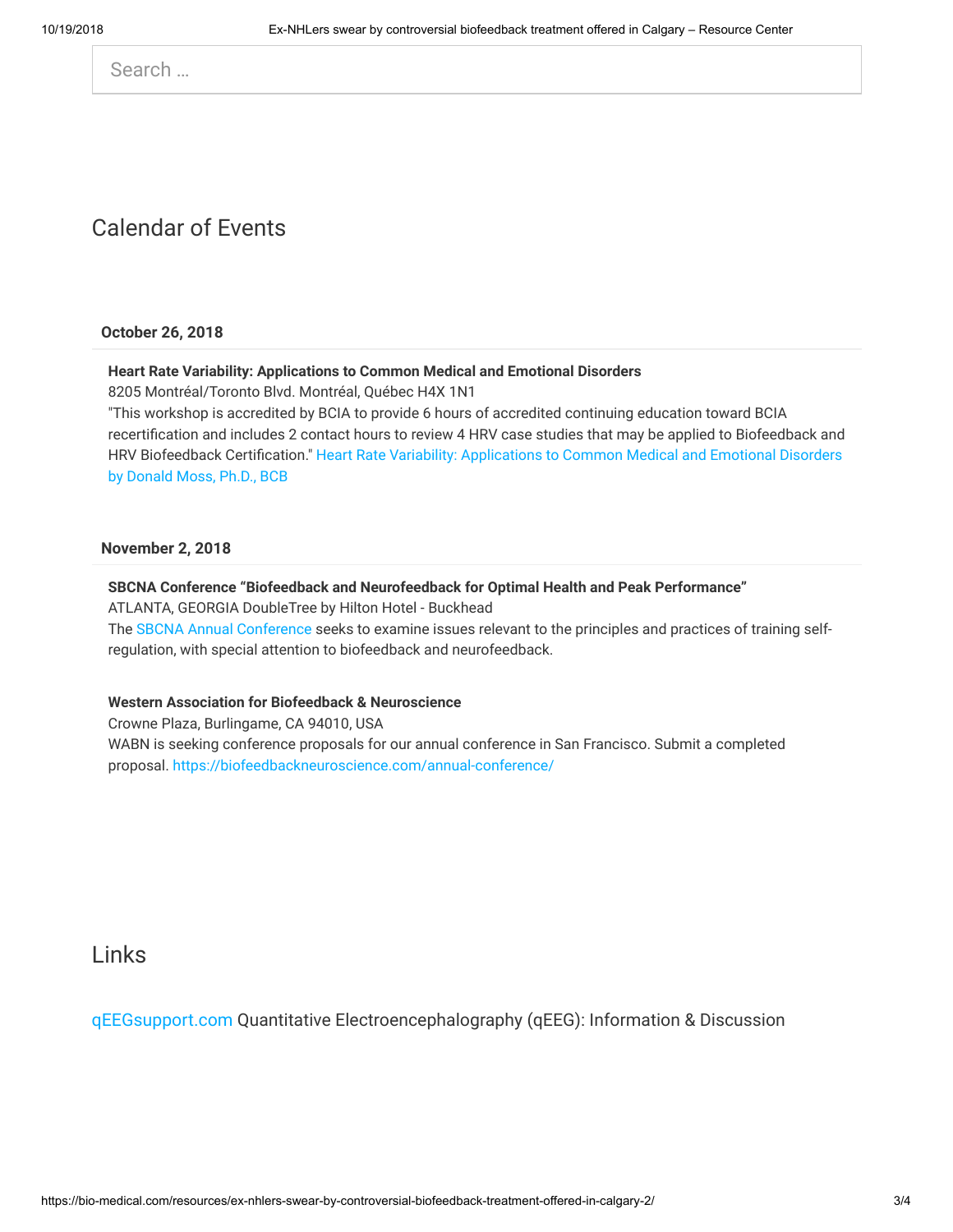Search …

## Calendar of Events

### October 26, 2018

**Heart Rate Variability: Applications to Common Medical and Emotional Disorders**
8205 Montréal/Toronto Blvd. Montréal, Québec H4X 1N1
"This workshop is accredited by BCIA to provide 6 hours of accredited continuing education toward BCIA recertification and includes 2 contact hours to review 4 HRV case studies that may be applied to Biofeedback and HRV Biofeedback Certification." Heart Rate Variability: Applications to Common Medical and Emotional Disorders by Donald Moss, Ph.D., BCB

### November 2, 2018

**SBCNA Conference "Biofeedback and Neurofeedback for Optimal Health and Peak Performance"**
ATLANTA, GEORGIA DoubleTree by Hilton Hotel - Buckhead
The SBCNA Annual Conference seeks to examine issues relevant to the principles and practices of training self-regulation, with special attention to biofeedback and neurofeedback.

**Western Association for Biofeedback & Neuroscience**
Crowne Plaza, Burlingame, CA 94010, USA
WABN is seeking conference proposals for our annual conference in San Francisco. Submit a completed proposal. https://biofeedbackneuroscience.com/annual-conference/

## Links

qEEGsupport.com Quantitative Electroencephalography (qEEG): Information & Discussion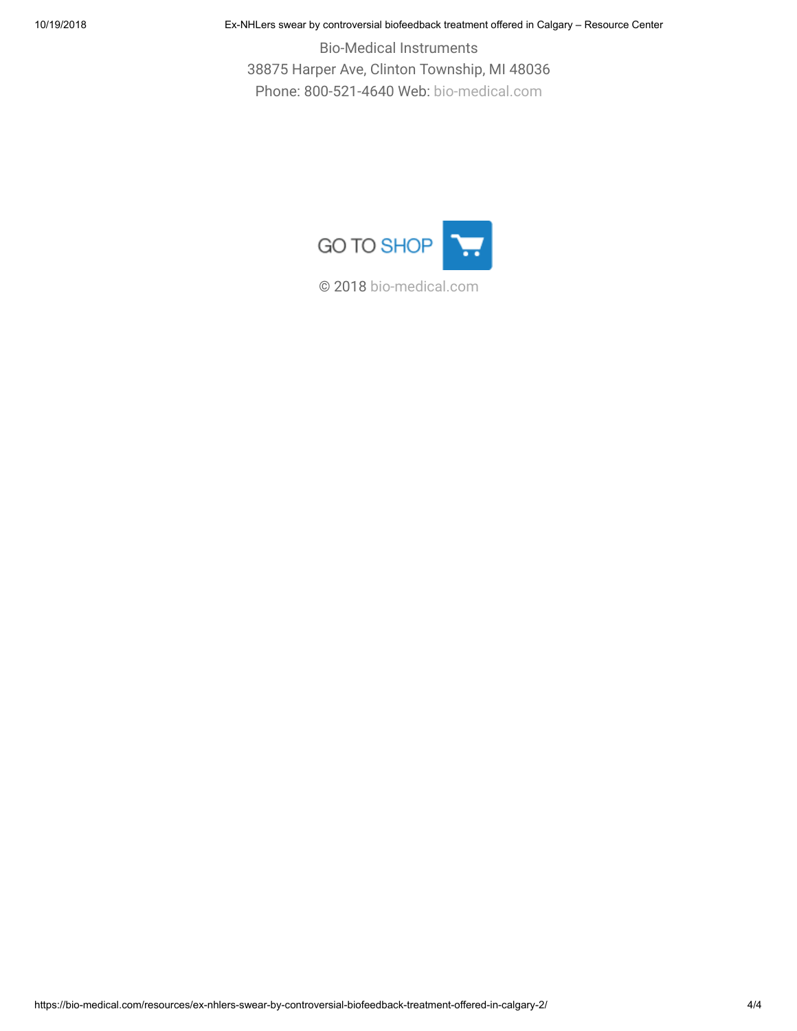Bio-Medical Instruments

38875 Harper Ave, Clinton Township, MI 48036

Phone: 800-521-4640 Web: bio-medical.com

GO TO SHOP

© 2018 bio-medical.com